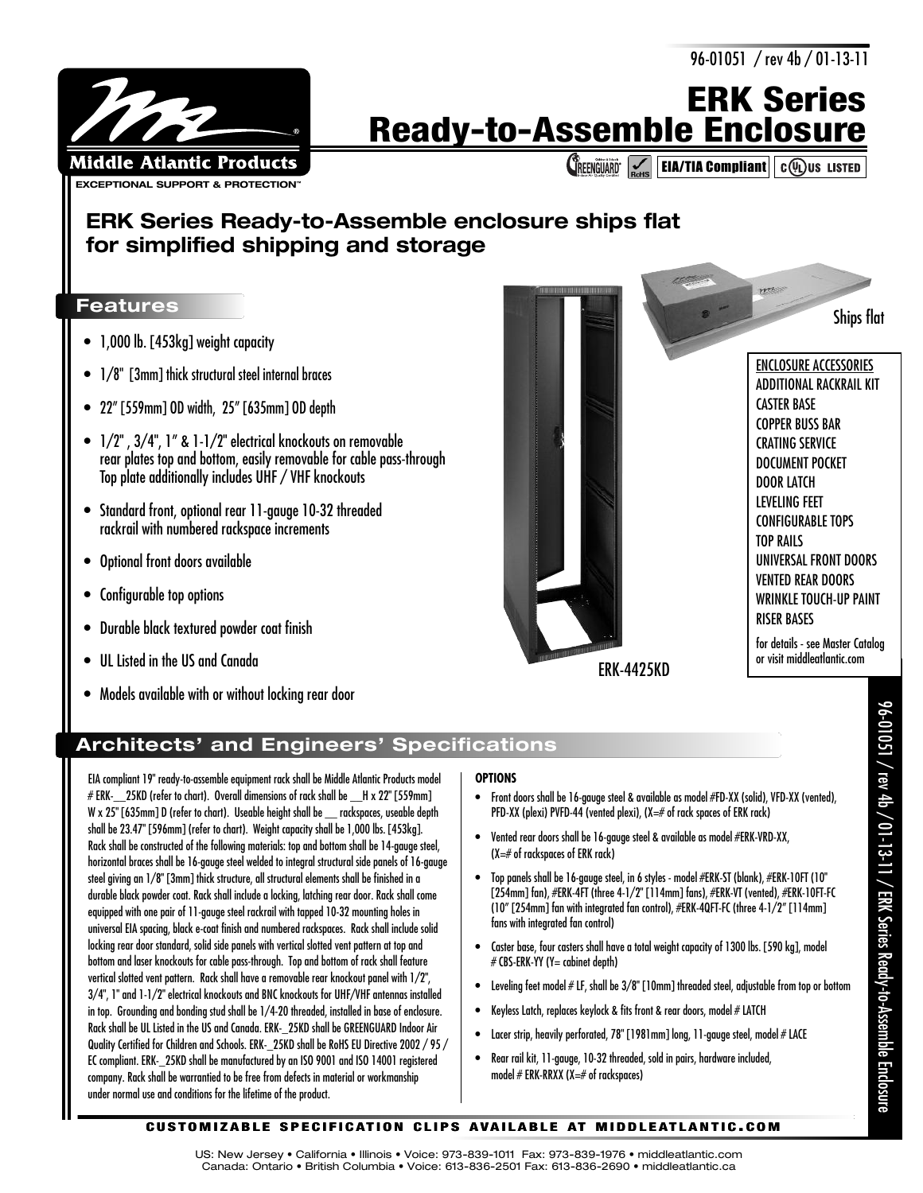96-01051 / rev 4b / 01-13-11

# ERK Series Ready-to-Assemble Enclosure

Middle Atlantic Products

EXCEPTIONAL SUPPORT & PROTECTION™

GREENGUARD RoHS EIA/TIA Compliant c UL US LISTED

## ERK Series Ready-to-Assemble enclosure ships flat for simplified shipping and storage

### Features

- 1,000 lb. [453kg] weight capacity
- 1/8" [3mm] thick structural steel internal braces
- 22" [559mm] OD width, 25" [635mm] OD depth
- 1/2" , 3/4", 1" & 1-1/2" electrical knockouts on removable rear plates top and bottom, easily removable for cable pass-through Top plate additionally includes UHF / VHF knockouts
- Standard front, optional rear 11-gauge 10-32 threaded rackrail with numbered rackspace increments
- Optional front doors available
- Configurable top options
- Durable black textured powder coat finish
- UL Listed in the US and Canada
- Models available with or without locking rear door

ERK-4425KD

Ships flat

ENCLOSURE ACCESSORIES
ADDITIONAL RACKRAIL KIT
CASTER BASE
COPPER BUSS BAR
CRATING SERVICE
DOCUMENT POCKET
DOOR LATCH
LEVELING FEET
CONFIGURABLE TOPS
TOP RAILS
UNIVERSAL FRONT DOORS
VENTED REAR DOORS
WRINKLE TOUCH-UP PAINT
RISER BASES

for details - see Master Catalog or visit middleatlantic.com

### Architects' and Engineers' Specifications

EIA compliant 19" ready-to-assemble equipment rack shall be Middle Atlantic Products model # ERK-__25KD (refer to chart). Overall dimensions of rack shall be __H x 22" [559mm] W x 25" [635mm] D (refer to chart). Useable height shall be __ rackspaces, useable depth shall be 23.47" [596mm] (refer to chart). Weight capacity shall be 1,000 lbs. [453kg]. Rack shall be constructed of the following materials: top and bottom shall be 14-gauge steel, horizontal braces shall be 16-gauge steel welded to integral structural side panels of 16-gauge steel giving an 1/8" [3mm] thick structure, all structural elements shall be finished in a durable black powder coat. Rack shall include a locking, latching rear door. Rack shall come equipped with one pair of 11-gauge steel rackrail with tapped 10-32 mounting holes in universal EIA spacing, black e-coat finish and numbered rackspaces. Rack shall include solid locking rear door standard, solid side panels with vertical slotted vent pattern at top and bottom and laser knockouts for cable pass-through. Top and bottom of rack shall feature vertical slotted vent pattern. Rack shall have a removable rear knockout panel with 1/2", 3/4", 1" and 1-1/2" electrical knockouts and BNC knockouts for UHF/VHF antennas installed in top. Grounding and bonding stud shall be 1/4-20 threaded, installed in base of enclosure. Rack shall be UL Listed in the US and Canada. ERK-_25KD shall be GREENGUARD Indoor Air Quality Certified for Children and Schools. ERK-_25KD shall be RoHS EU Directive 2002 / 95 / EC compliant. ERK-_25KD shall be manufactured by an ISO 9001 and ISO 14001 registered company. Rack shall be warrantied to be free from defects in material or workmanship under normal use and conditions for the lifetime of the product.

**OPTIONS**

- Front doors shall be 16-gauge steel & available as model #FD-XX (solid), VFD-XX (vented), PFD-XX (plexi) PVFD-44 (vented plexi), (X=# of rack spaces of ERK rack)
- Vented rear doors shall be 16-gauge steel & available as model #ERK-VRD-XX, (X=# of rackspaces of ERK rack)
- Top panels shall be 16-gauge steel, in 6 styles - model #ERK-ST (blank), #ERK-10FT (10" [254mm] fan), #ERK-4FT (three 4-1/2" [114mm] fans), #ERK-VT (vented), #ERK-10FT-FC (10" [254mm] fan with integrated fan control), #ERK-4QFT-FC (three 4-1/2" [114mm] fans with integrated fan control)
- Caster base, four casters shall have a total weight capacity of 1300 lbs. [590 kg], model # CBS-ERK-YY (Y= cabinet depth)
- Leveling feet model # LF, shall be 3/8" [10mm] threaded steel, adjustable from top or bottom
- Keyless Latch, replaces keylock & fits front & rear doors, model # LATCH
- Lacer strip, heavily perforated, 78" [1981mm] long, 11-gauge steel, model # LACE
- Rear rail kit, 11-gauge, 10-32 threaded, sold in pairs, hardware included, model # ERK-RRXX (X=# of rackspaces)

CUSTOMIZABLE SPECIFICATION CLIPS AVAILABLE AT MIDDLEATLANTIC.COM

US: New Jersey • California • Illinois • Voice: 973-839-1011 Fax: 973-839-1976 • middleatlantic.com
Canada: Ontario • British Columbia • Voice: 613-836-2501 Fax: 613-836-2690 • middleatlantic.ca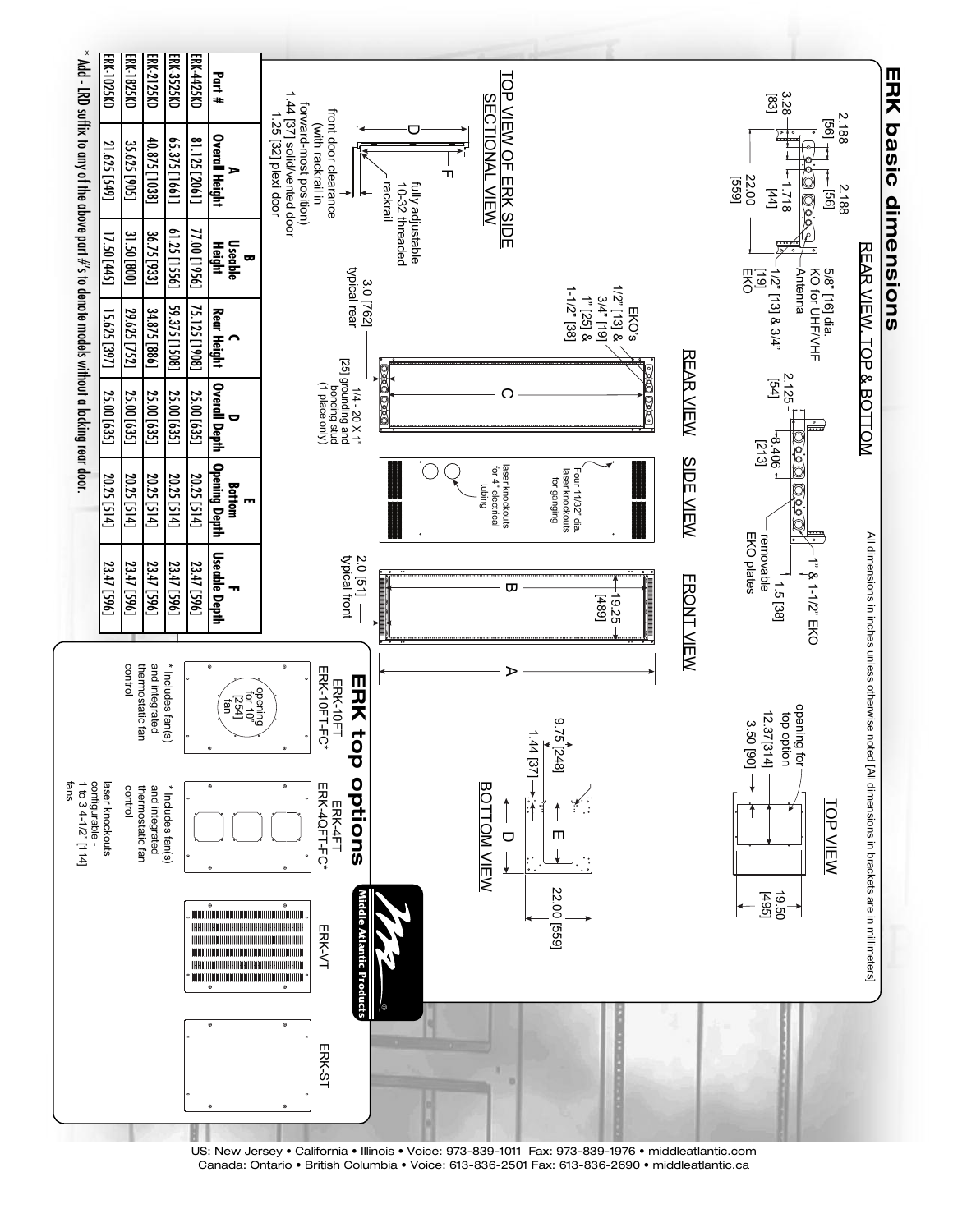# ERK basic dimensions

All dimensions in inches unless otherwise noted [All dimensions in brackets are in millimeters]

## REAR VIEW, TOP & BOTTOM

2.188 [56]
2.188 [56]
3.28 [83]
1.718 [44]
22.00 [559]
5/8" [16] dia. KO for UHF/VHF Antenna
1/2" [13] & 3/4" [19] EKO
2.125 [54]
8.406 [213]
removable EKO plates
1" & 1-1/2" EKO
1.5 [38]

## REAR VIEW

EKO's 1/2" [13] & 3/4" [19] 1" [25] & 1-1/2" [38]
C
3.0 [762] typical rear
1/4 - 20 X 1" [25] grounding and bonding stud (1 place only)

## SIDE VIEW

Four 11/32" dia. laser knockouts for ganging
laser knockouts for 4" electrical tubing

## FRONT VIEW

19.25 [489]
B
2.0 [51] typical front
A

## TOP VIEW

opening for top option
12.37 [314]
3.50 [90]
19.50 [495]

## BOTTOM VIEW

9.75 [248]
1.44 [37]
E
D
22.00 [559]

## TOP VIEW OF ERK SIDE SECTIONAL VIEW

D
F
fully adjustable 10-32 threaded rackrail
front door clearance (with rackrail in forward-most position)
1.44 [37] solid/vented door
1.25 [32] plexi door

| Part # | A Overall Height | B Useable Height | C Rear Height | D Overall Depth | E Bottom Opening Depth | F Useable Depth |
|---|---|---|---|---|---|---|
| ERK-4425KD | 81.125 [2061] | 77.00 [1956] | 75.125 [1908] | 25.00 [635] | 20.25 [514] | 23.47 [596] |
| ERK-3525KD | 65.375 [1661] | 61.25 [1556] | 59.375 [1508] | 25.00 [635] | 20.25 [514] | 23.47 [596] |
| ERK-2125KD | 40.875 [1038] | 36.75 [933] | 34.875 [886] | 25.00 [635] | 20.25 [514] | 23.47 [596] |
| ERK-1825KD | 35.625 [905] | 31.50 [800] | 29.625 [752] | 25.00 [635] | 20.25 [514] | 23.47 [596] |
| ERK-1025KD | 21.625 [549] | 17.50 [445] | 15.625 [397] | 25.00 [635] | 20.25 [514] | 23.47 [596] |

\* Add - LRD suffix to any of the above part #'s to denote models without a locking rear door.

# ERK top options

**ERK-10FT / ERK-10FT-FC\***

opening for 10" [254] fan

\* Includes fan(s) and integrated thermostatic fan control

**ERK-4FT / ERK-4QFT-FC\***

\* Includes fan(s) and integrated thermostatic fan control

laser knockouts configurable - 1 to 3 4-1/2" [114] fans

**ERK-VT**

**ERK-ST**

Middle Atlantic Products

US: New Jersey • California • Illinois • Voice: 973-839-1011 Fax: 973-839-1976 • middleatlantic.com
Canada: Ontario • British Columbia • Voice: 613-836-2501 Fax: 613-836-2690 • middleatlantic.ca